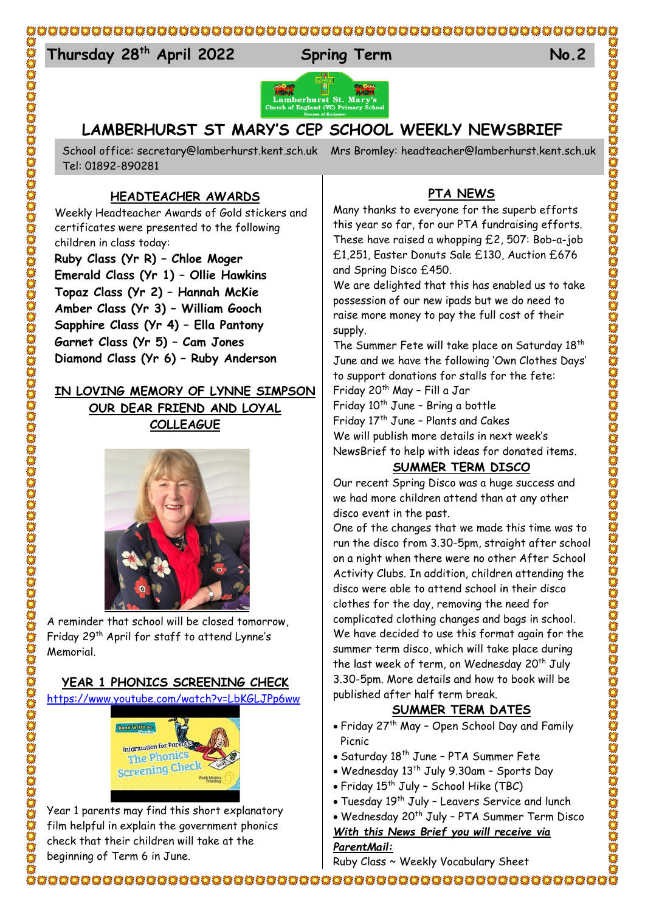Thursday 28th April 2022 | Spring Term | No.2

# LAMBERHURST ST MARY'S CEP SCHOOL WEEKLY NEWSBRIEF

School office: secretary@lamberhurst.kent.sch.uk    Mrs Bromley: headteacher@lamberhurst.kent.sch.uk
Tel: 01892-890281

## HEADTEACHER AWARDS

Weekly Headteacher Awards of Gold stickers and certificates were presented to the following children in class today:

**Ruby Class (Yr R) – Chloe Moger**
**Emerald Class (Yr 1) – Ollie Hawkins**
**Topaz Class (Yr 2) – Hannah McKie**
**Amber Class (Yr 3) – William Gooch**
**Sapphire Class (Yr 4) – Ella Pantony**
**Garnet Class (Yr 5) – Cam Jones**
**Diamond Class (Yr 6) – Ruby Anderson**

## IN LOVING MEMORY OF LYNNE SIMPSON OUR DEAR FRIEND AND LOYAL COLLEAGUE

A reminder that school will be closed tomorrow, Friday 29th April for staff to attend Lynne's Memorial.

## YEAR 1 PHONICS SCREENING CHECK

https://www.youtube.com/watch?v=LbKGLJPp6ww

Year 1 parents may find this short explanatory film helpful in explain the government phonics check that their children will take at the beginning of Term 6 in June.

## PTA NEWS

Many thanks to everyone for the superb efforts this year so far, for our PTA fundraising efforts. These have raised a whopping £2, 507: Bob-a-job £1,251, Easter Donuts Sale £130, Auction £676 and Spring Disco £450.

We are delighted that this has enabled us to take possession of our new ipads but we do need to raise more money to pay the full cost of their supply.

The Summer Fete will take place on Saturday 18th June and we have the following 'Own Clothes Days' to support donations for stalls for the fete:

Friday 20th May – Fill a Jar
Friday 10th June – Bring a bottle
Friday 17th June – Plants and Cakes

We will publish more details in next week's NewsBrief to help with ideas for donated items.

## SUMMER TERM DISCO

Our recent Spring Disco was a huge success and we had more children attend than at any other disco event in the past.

One of the changes that we made this time was to run the disco from 3.30-5pm, straight after school on a night when there were no other After School Activity Clubs. In addition, children attending the disco were able to attend school in their disco clothes for the day, removing the need for complicated clothing changes and bags in school. We have decided to use this format again for the summer term disco, which will take place during the last week of term, on Wednesday 20th July 3.30-5pm. More details and how to book will be published after half term break.

## SUMMER TERM DATES

- Friday 27th May – Open School Day and Family Picnic
- Saturday 18th June – PTA Summer Fete
- Wednesday 13th July 9.30am – Sports Day
- Friday 15th July – School Hike (TBC)
- Tuesday 19th July – Leavers Service and lunch
- Wednesday 20th July – PTA Summer Term Disco

***With this News Brief you will receive via ParentMail:***

Ruby Class ~ Weekly Vocabulary Sheet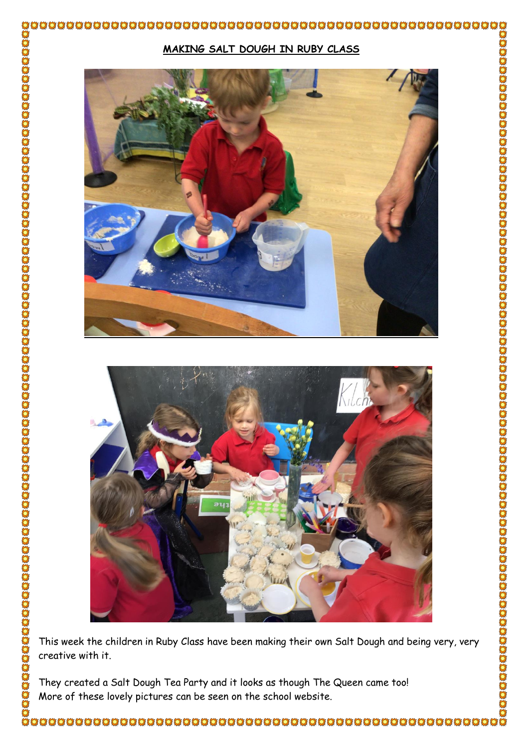## MAKING SALT DOUGH IN RUBY CLASS

This week the children in Ruby Class have been making their own Salt Dough and being very, very creative with it.

They created a Salt Dough Tea Party and it looks as though The Queen came too!
More of these lovely pictures can be seen on the school website.